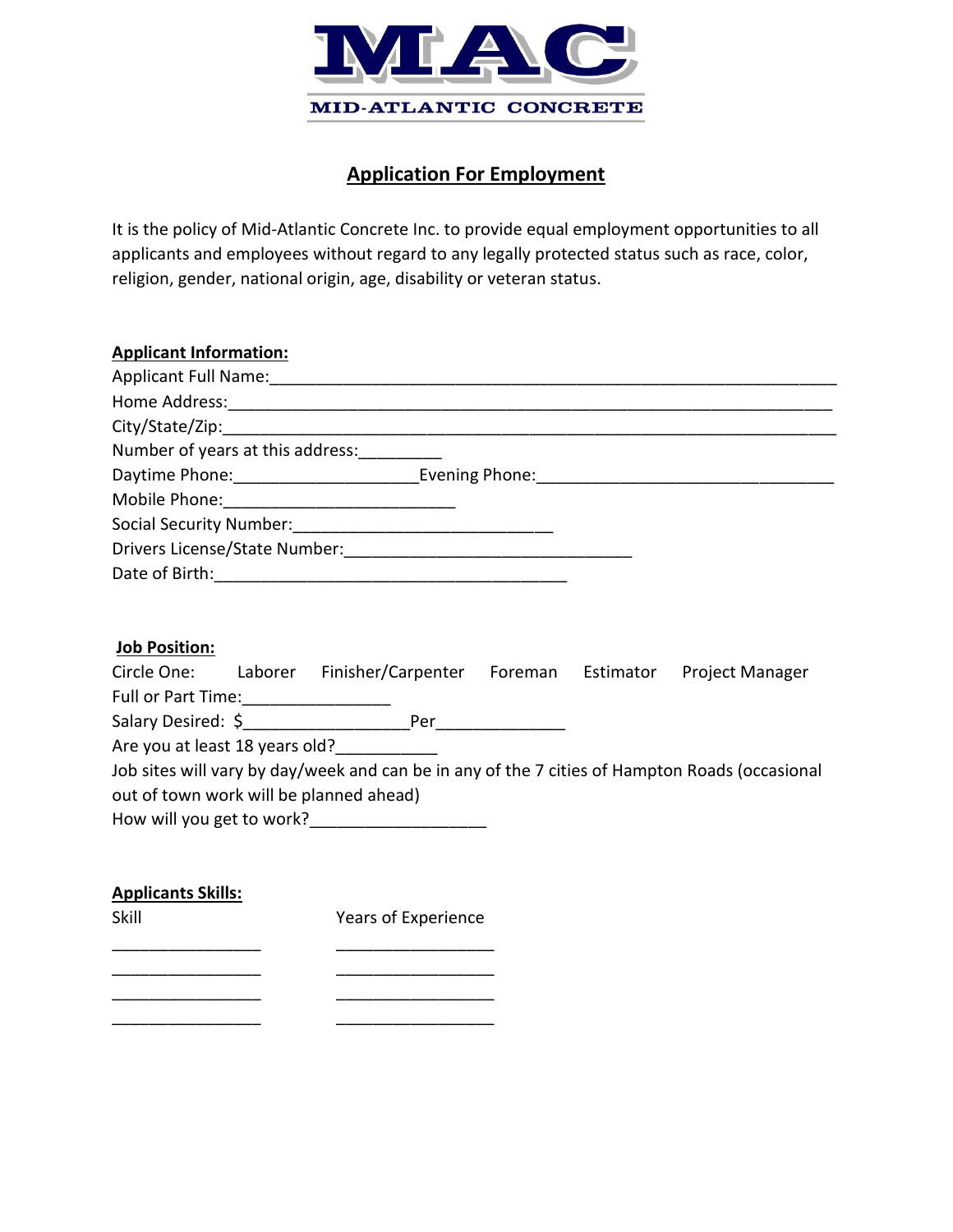MAC

MID-ATLANTIC CONCRETE

# Application For Employment

It is the policy of Mid-Atlantic Concrete Inc. to provide equal employment opportunities to all applicants and employees without regard to any legally protected status such as race, color, religion, gender, national origin, age, disability or veteran status.

**Applicant Information:**

Applicant Full Name:_______________________________________________________________

Home Address:_____________________________________________________________

City/State/Zip:_____________________________________________________________

Number of years at this address:_________

Daytime Phone:____________________Evening Phone:________________________________

Mobile Phone:_________________________

Social Security Number:____________________________

Drivers License/State Number:_______________________________

Date of Birth:______________________________________

**Job Position:**

Circle One: Laborer Finisher/Carpenter Foreman Estimator Project Manager

Full or Part Time:________________

Salary Desired: $__________________Per_____________

Are you at least 18 years old?___________

Job sites will vary by day/week and can be in any of the 7 cities of Hampton Roads (occasional out of town work will be planned ahead)

How will you get to work?___________________

**Applicants Skills:**

| Skill | Years of Experience |
|---|---|
| ________________ | _________________ |
| ________________ | _________________ |
| ________________ | _________________ |
| ________________ | _________________ |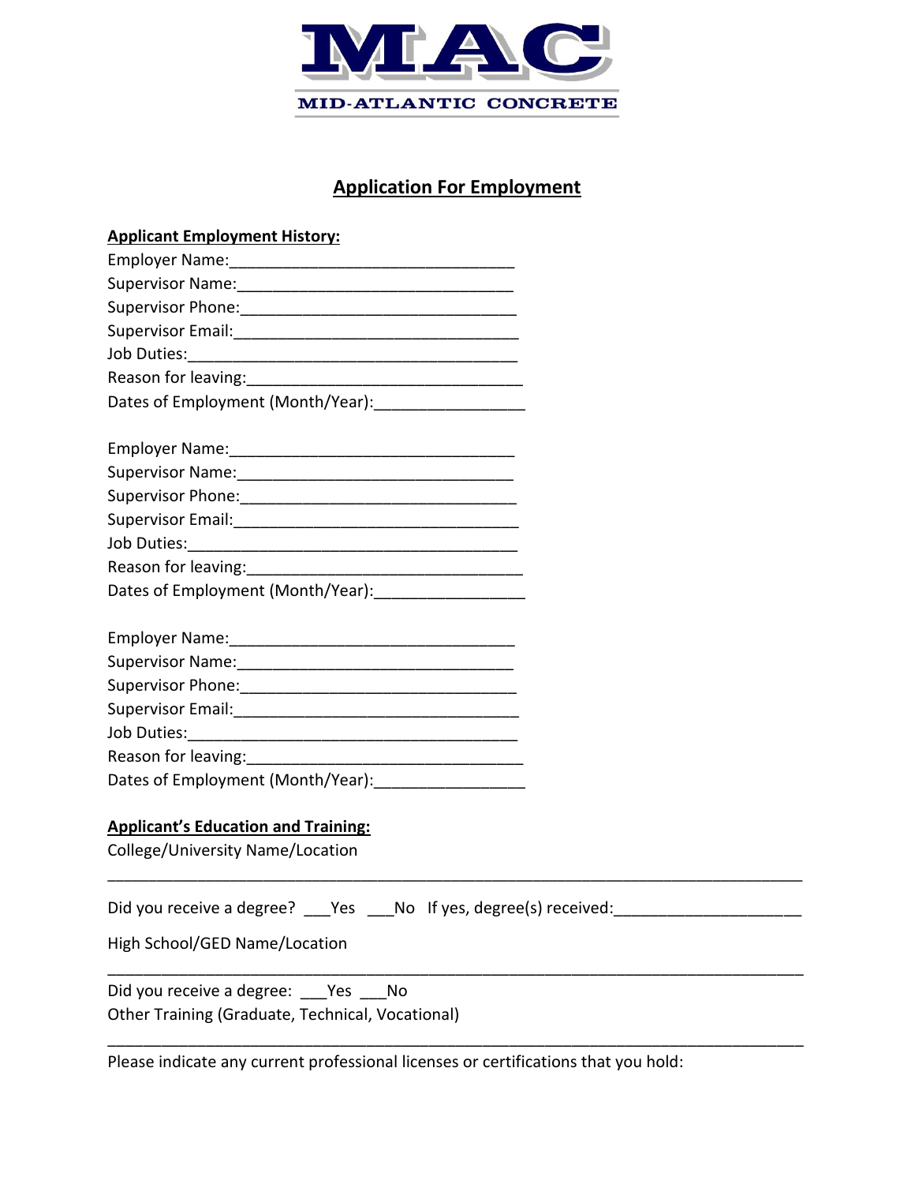MAC

MID-ATLANTIC CONCRETE

# Application For Employment

**Applicant Employment History:**

Employer Name:________________________________
Supervisor Name:_______________________________
Supervisor Phone:_______________________________
Supervisor Email:_______________________________
Job Duties:____________________________________
Reason for leaving:_____________________________
Dates of Employment (Month/Year):________________

Employer Name:________________________________
Supervisor Name:_______________________________
Supervisor Phone:_______________________________
Supervisor Email:_______________________________
Job Duties:____________________________________
Reason for leaving:_____________________________
Dates of Employment (Month/Year):________________

Employer Name:________________________________
Supervisor Name:_______________________________
Supervisor Phone:_______________________________
Supervisor Email:_______________________________
Job Duties:____________________________________
Reason for leaving:_____________________________
Dates of Employment (Month/Year):________________

**Applicant's Education and Training:**

College/University Name/Location

______________________________________________________________________________

Did you receive a degree? ___Yes ___No If yes, degree(s) received:____________________

High School/GED Name/Location

______________________________________________________________________________

Did you receive a degree: ___Yes ___No

Other Training (Graduate, Technical, Vocational)

______________________________________________________________________________

Please indicate any current professional licenses or certifications that you hold: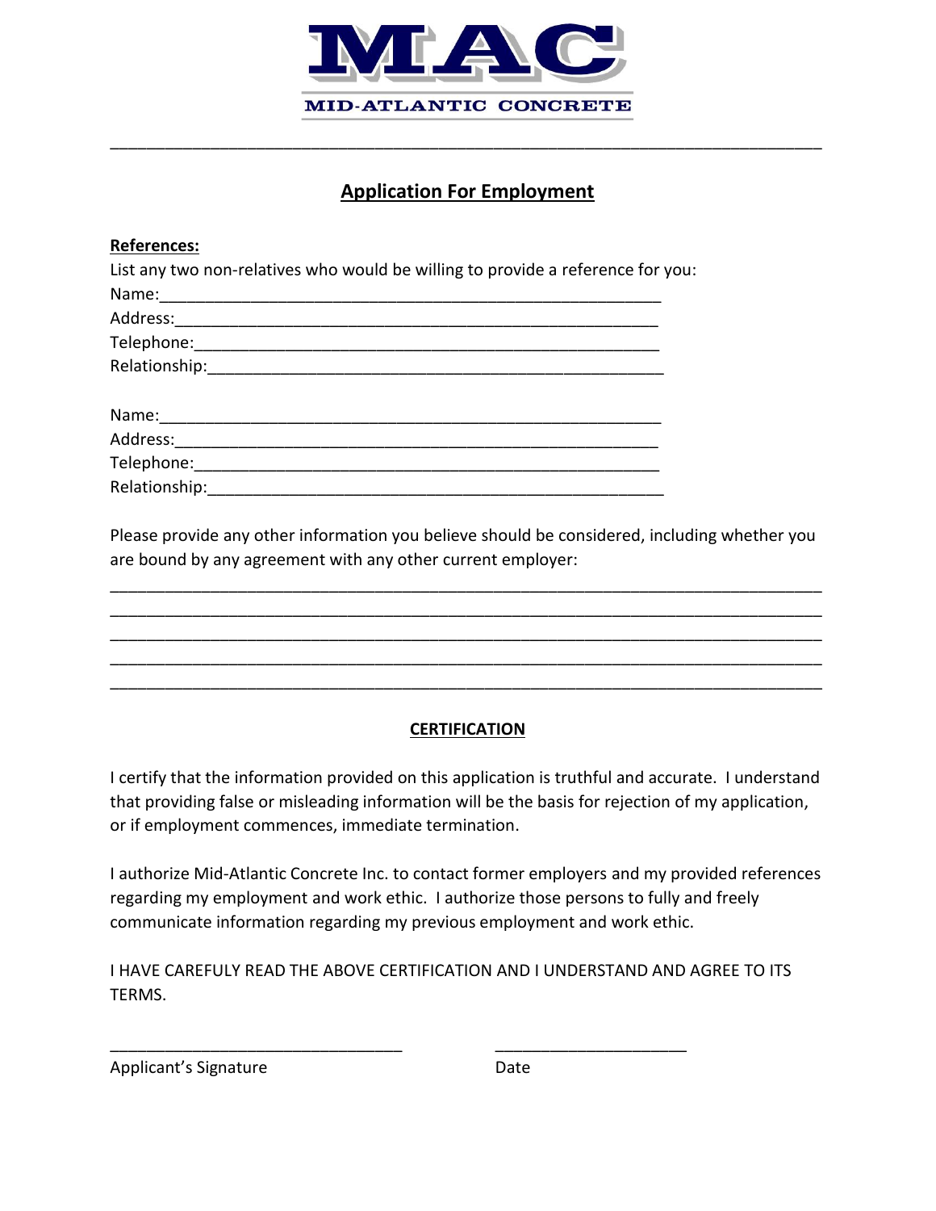MID-ATLANTIC CONCRETE

## Application For Employment

**References:**

List any two non-relatives who would be willing to provide a reference for you:

Name:_______________________________________________________

Address:_____________________________________________________

Telephone:___________________________________________________

Relationship:_________________________________________________

Name:_______________________________________________________

Address:_____________________________________________________

Telephone:___________________________________________________

Relationship:_________________________________________________

Please provide any other information you believe should be considered, including whether you are bound by any agreement with any other current employer:

_____________________________________________________________________________

_____________________________________________________________________________

_____________________________________________________________________________

_____________________________________________________________________________

_____________________________________________________________________________

### CERTIFICATION

I certify that the information provided on this application is truthful and accurate. I understand that providing false or misleading information will be the basis for rejection of my application, or if employment commences, immediate termination.

I authorize Mid-Atlantic Concrete Inc. to contact former employers and my provided references regarding my employment and work ethic. I authorize those persons to fully and freely communicate information regarding my previous employment and work ethic.

I HAVE CAREFULY READ THE ABOVE CERTIFICATION AND I UNDERSTAND AND AGREE TO ITS TERMS.

________________________________ ____________________

Applicant's Signature Date